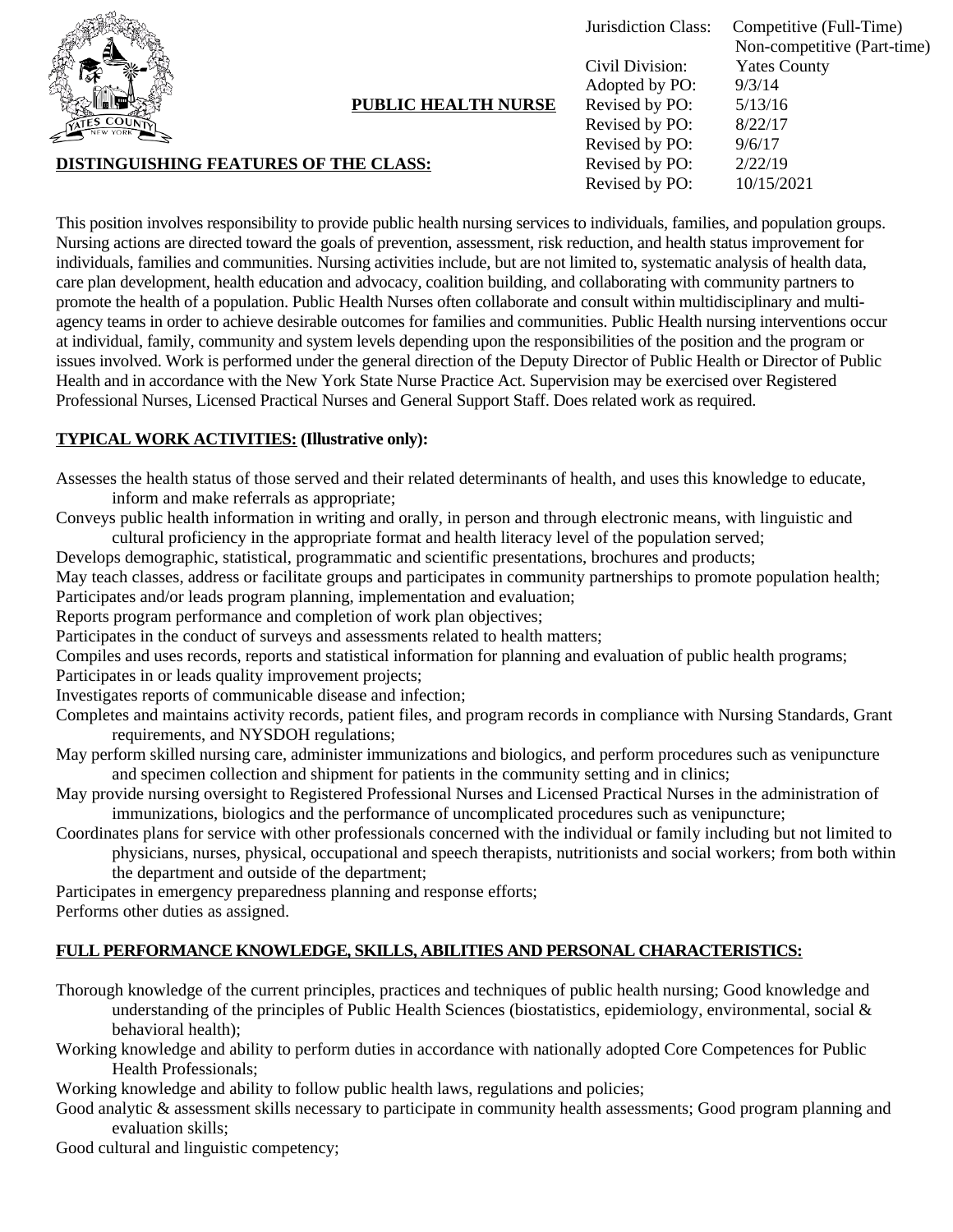**PUBLIC HEALTH NURSE**

Jurisdiction Class: Competitive (Full-Time)
Non-competitive (Part-time)
Civil Division: Yates County
Adopted by PO: 9/3/14
Revised by PO: 5/13/16
Revised by PO: 8/22/17
Revised by PO: 9/6/17
Revised by PO: 2/22/19
Revised by PO: 10/15/2021

**DISTINGUISHING FEATURES OF THE CLASS:**

This position involves responsibility to provide public health nursing services to individuals, families, and population groups. Nursing actions are directed toward the goals of prevention, assessment, risk reduction, and health status improvement for individuals, families and communities. Nursing activities include, but are not limited to, systematic analysis of health data, care plan development, health education and advocacy, coalition building, and collaborating with community partners to promote the health of a population. Public Health Nurses often collaborate and consult within multidisciplinary and multi-agency teams in order to achieve desirable outcomes for families and communities. Public Health nursing interventions occur at individual, family, community and system levels depending upon the responsibilities of the position and the program or issues involved. Work is performed under the general direction of the Deputy Director of Public Health or Director of Public Health and in accordance with the New York State Nurse Practice Act. Supervision may be exercised over Registered Professional Nurses, Licensed Practical Nurses and General Support Staff. Does related work as required.

**TYPICAL WORK ACTIVITIES: (Illustrative only):**

Assesses the health status of those served and their related determinants of health, and uses this knowledge to educate, inform and make referrals as appropriate;
Conveys public health information in writing and orally, in person and through electronic means, with linguistic and cultural proficiency in the appropriate format and health literacy level of the population served;
Develops demographic, statistical, programmatic and scientific presentations, brochures and products;
May teach classes, address or facilitate groups and participates in community partnerships to promote population health;
Participates and/or leads program planning, implementation and evaluation;
Reports program performance and completion of work plan objectives;
Participates in the conduct of surveys and assessments related to health matters;
Compiles and uses records, reports and statistical information for planning and evaluation of public health programs;
Participates in or leads quality improvement projects;
Investigates reports of communicable disease and infection;
Completes and maintains activity records, patient files, and program records in compliance with Nursing Standards, Grant requirements, and NYSDOH regulations;
May perform skilled nursing care, administer immunizations and biologics, and perform procedures such as venipuncture and specimen collection and shipment for patients in the community setting and in clinics;
May provide nursing oversight to Registered Professional Nurses and Licensed Practical Nurses in the administration of immunizations, biologics and the performance of uncomplicated procedures such as venipuncture;
Coordinates plans for service with other professionals concerned with the individual or family including but not limited to physicians, nurses, physical, occupational and speech therapists, nutritionists and social workers; from both within the department and outside of the department;
Participates in emergency preparedness planning and response efforts;
Performs other duties as assigned.

**FULL PERFORMANCE KNOWLEDGE, SKILLS, ABILITIES AND PERSONAL CHARACTERISTICS:**

Thorough knowledge of the current principles, practices and techniques of public health nursing; Good knowledge and understanding of the principles of Public Health Sciences (biostatistics, epidemiology, environmental, social & behavioral health);
Working knowledge and ability to perform duties in accordance with nationally adopted Core Competences for Public Health Professionals;
Working knowledge and ability to follow public health laws, regulations and policies;
Good analytic & assessment skills necessary to participate in community health assessments; Good program planning and evaluation skills;
Good cultural and linguistic competency;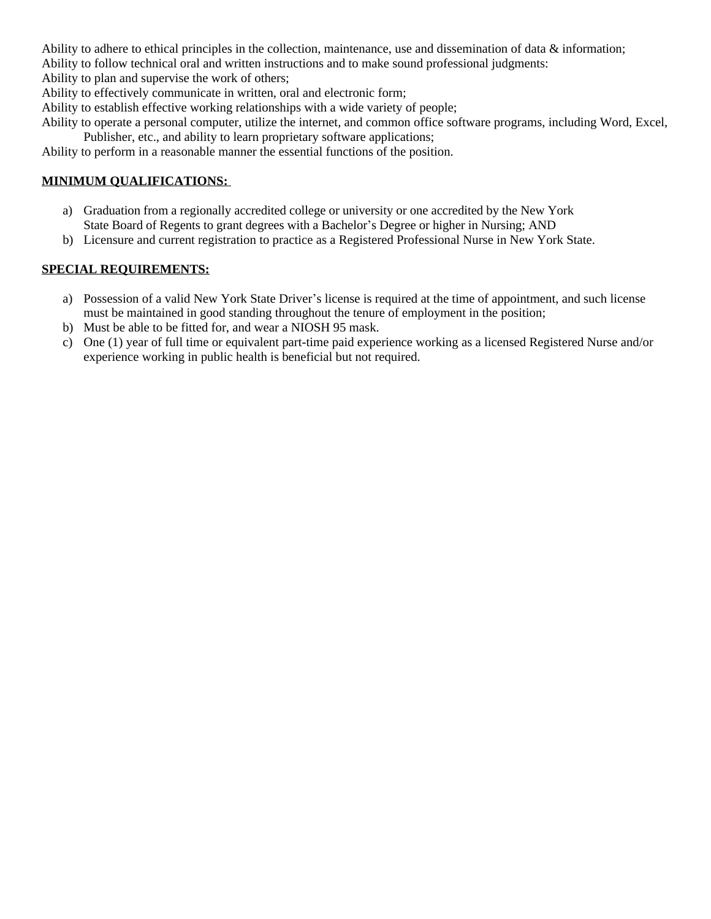Ability to adhere to ethical principles in the collection, maintenance, use and dissemination of data & information;
Ability to follow technical oral and written instructions and to make sound professional judgments:
Ability to plan and supervise the work of others;
Ability to effectively communicate in written, oral and electronic form;
Ability to establish effective working relationships with a wide variety of people;
Ability to operate a personal computer, utilize the internet, and common office software programs, including Word, Excel, Publisher, etc., and ability to learn proprietary software applications;
Ability to perform in a reasonable manner the essential functions of the position.

**MINIMUM QUALIFICATIONS:**

a) Graduation from a regionally accredited college or university or one accredited by the New York State Board of Regents to grant degrees with a Bachelor's Degree or higher in Nursing; AND
b) Licensure and current registration to practice as a Registered Professional Nurse in New York State.

**SPECIAL REQUIREMENTS:**

a) Possession of a valid New York State Driver's license is required at the time of appointment, and such license must be maintained in good standing throughout the tenure of employment in the position;
b) Must be able to be fitted for, and wear a NIOSH 95 mask.
c) One (1) year of full time or equivalent part-time paid experience working as a licensed Registered Nurse and/or experience working in public health is beneficial but not required.